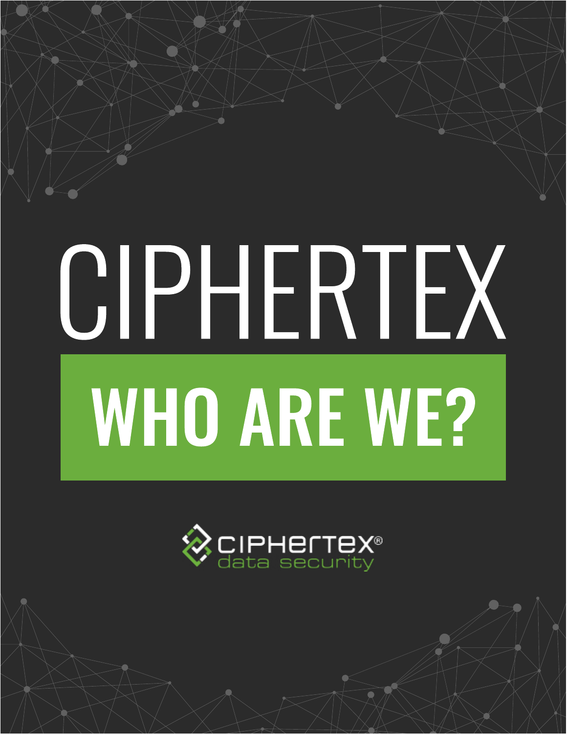# CIPHERTEX

## WHO ARE WE?

CIPHERTEX® data security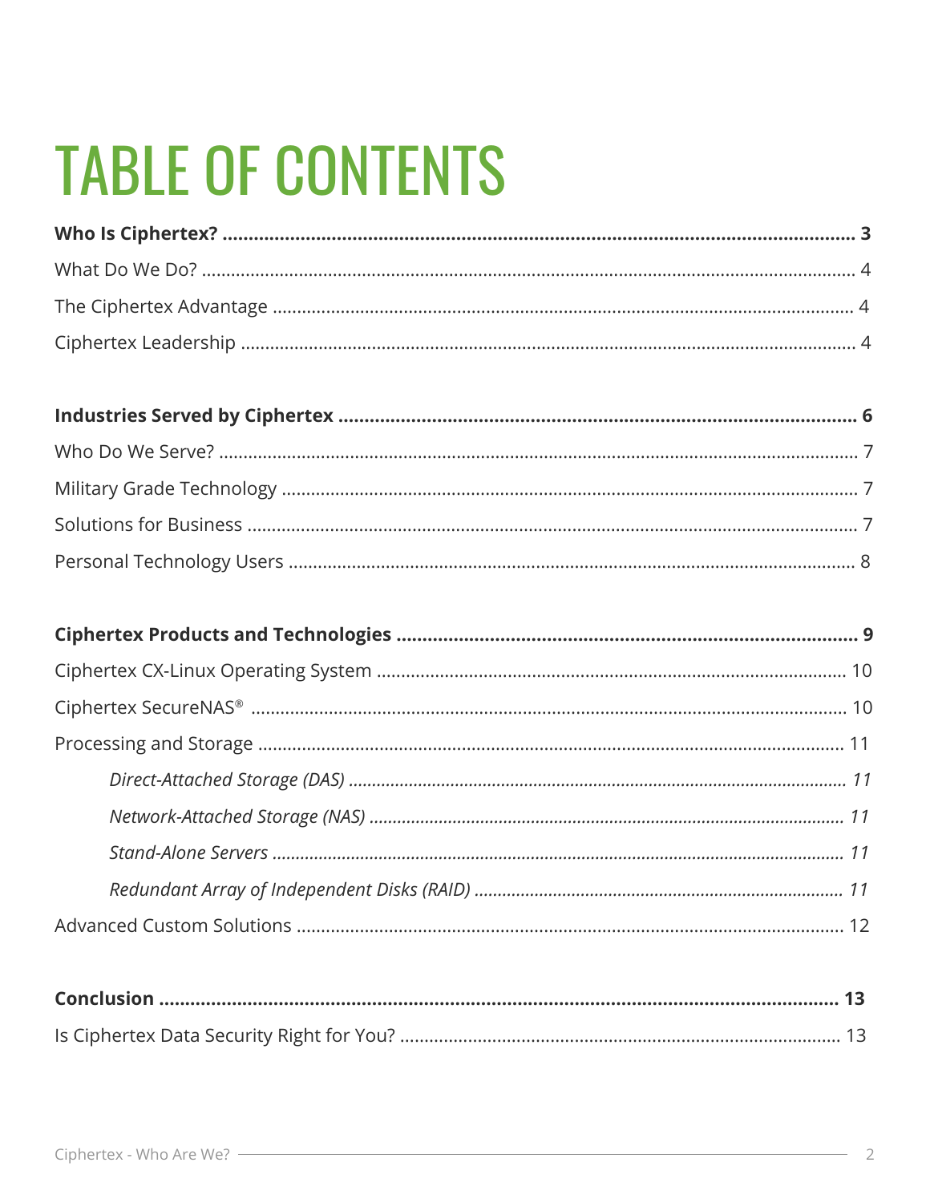# TABLE OF CONTENTS

**Who Is Ciphertex? .......... 3**

What Do We Do? .......... 4

The Ciphertex Advantage .......... 4

Ciphertex Leadership .......... 4

**Industries Served by Ciphertex .......... 6**

Who Do We Serve? .......... 7

Military Grade Technology .......... 7

Solutions for Business .......... 7

Personal Technology Users .......... 8

**Ciphertex Products and Technologies .......... 9**

Ciphertex CX-Linux Operating System .......... 10

Ciphertex SecureNAS® .......... 10

Processing and Storage .......... 11

- *Direct-Attached Storage (DAS) .......... 11*
- *Network-Attached Storage (NAS) .......... 11*
- *Stand-Alone Servers .......... 11*
- *Redundant Array of Independent Disks (RAID) .......... 11*

Advanced Custom Solutions .......... 12

**Conclusion .......... 13**

Is Ciphertex Data Security Right for You? .......... 13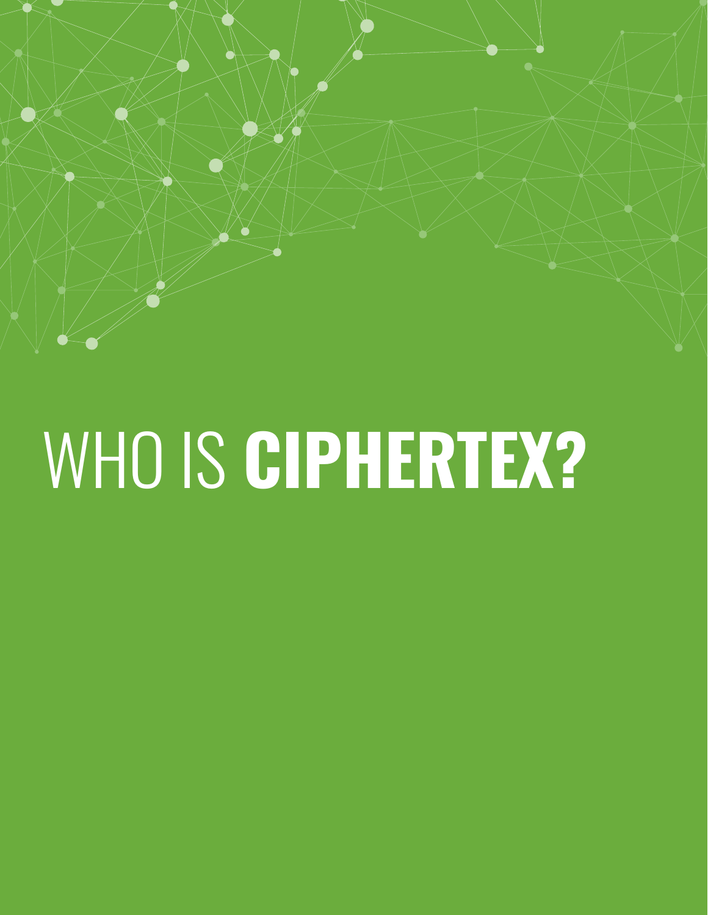# WHO IS **CIPHERTEX?**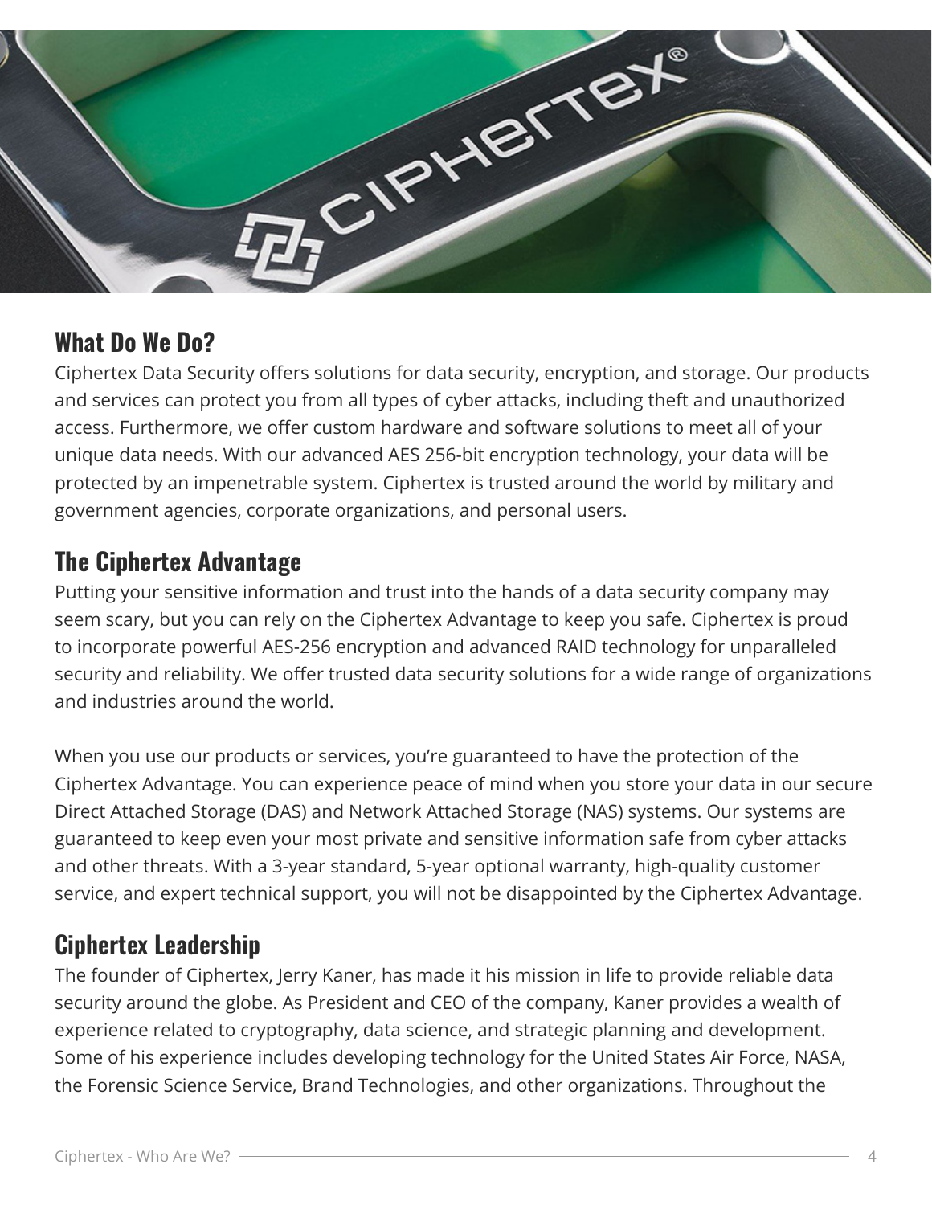## What Do We Do?

Ciphertex Data Security offers solutions for data security, encryption, and storage. Our products and services can protect you from all types of cyber attacks, including theft and unauthorized access. Furthermore, we offer custom hardware and software solutions to meet all of your unique data needs. With our advanced AES 256-bit encryption technology, your data will be protected by an impenetrable system. Ciphertex is trusted around the world by military and government agencies, corporate organizations, and personal users.

## The Ciphertex Advantage

Putting your sensitive information and trust into the hands of a data security company may seem scary, but you can rely on the Ciphertex Advantage to keep you safe. Ciphertex is proud to incorporate powerful AES-256 encryption and advanced RAID technology for unparalleled security and reliability. We offer trusted data security solutions for a wide range of organizations and industries around the world.

When you use our products or services, you're guaranteed to have the protection of the Ciphertex Advantage. You can experience peace of mind when you store your data in our secure Direct Attached Storage (DAS) and Network Attached Storage (NAS) systems. Our systems are guaranteed to keep even your most private and sensitive information safe from cyber attacks and other threats. With a 3-year standard, 5-year optional warranty, high-quality customer service, and expert technical support, you will not be disappointed by the Ciphertex Advantage.

## Ciphertex Leadership

The founder of Ciphertex, Jerry Kaner, has made it his mission in life to provide reliable data security around the globe. As President and CEO of the company, Kaner provides a wealth of experience related to cryptography, data science, and strategic planning and development. Some of his experience includes developing technology for the United States Air Force, NASA, the Forensic Science Service, Brand Technologies, and other organizations. Throughout the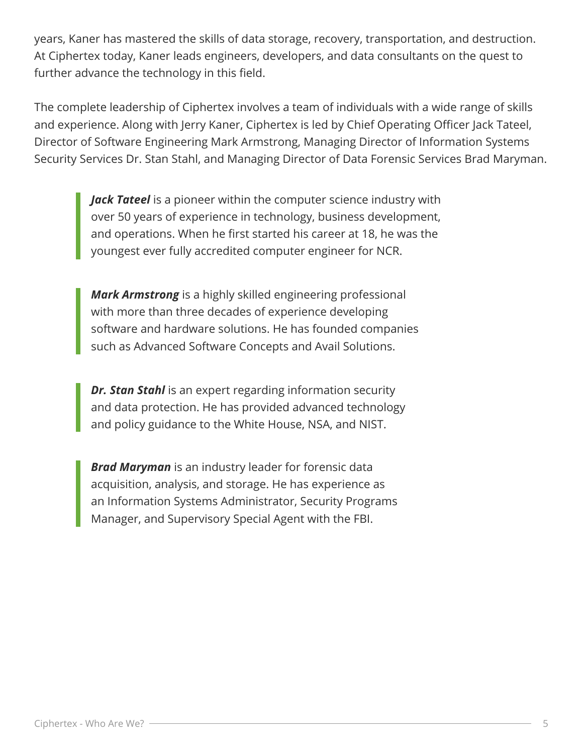years, Kaner has mastered the skills of data storage, recovery, transportation, and destruction. At Ciphertex today, Kaner leads engineers, developers, and data consultants on the quest to further advance the technology in this field.

The complete leadership of Ciphertex involves a team of individuals with a wide range of skills and experience. Along with Jerry Kaner, Ciphertex is led by Chief Operating Officer Jack Tateel, Director of Software Engineering Mark Armstrong, Managing Director of Information Systems Security Services Dr. Stan Stahl, and Managing Director of Data Forensic Services Brad Maryman.

> ***Jack Tateel*** is a pioneer within the computer science industry with over 50 years of experience in technology, business development, and operations. When he first started his career at 18, he was the youngest ever fully accredited computer engineer for NCR.

> ***Mark Armstrong*** is a highly skilled engineering professional with more than three decades of experience developing software and hardware solutions. He has founded companies such as Advanced Software Concepts and Avail Solutions.

> ***Dr. Stan Stahl*** is an expert regarding information security and data protection. He has provided advanced technology and policy guidance to the White House, NSA, and NIST.

> ***Brad Maryman*** is an industry leader for forensic data acquisition, analysis, and storage. He has experience as an Information Systems Administrator, Security Programs Manager, and Supervisory Special Agent with the FBI.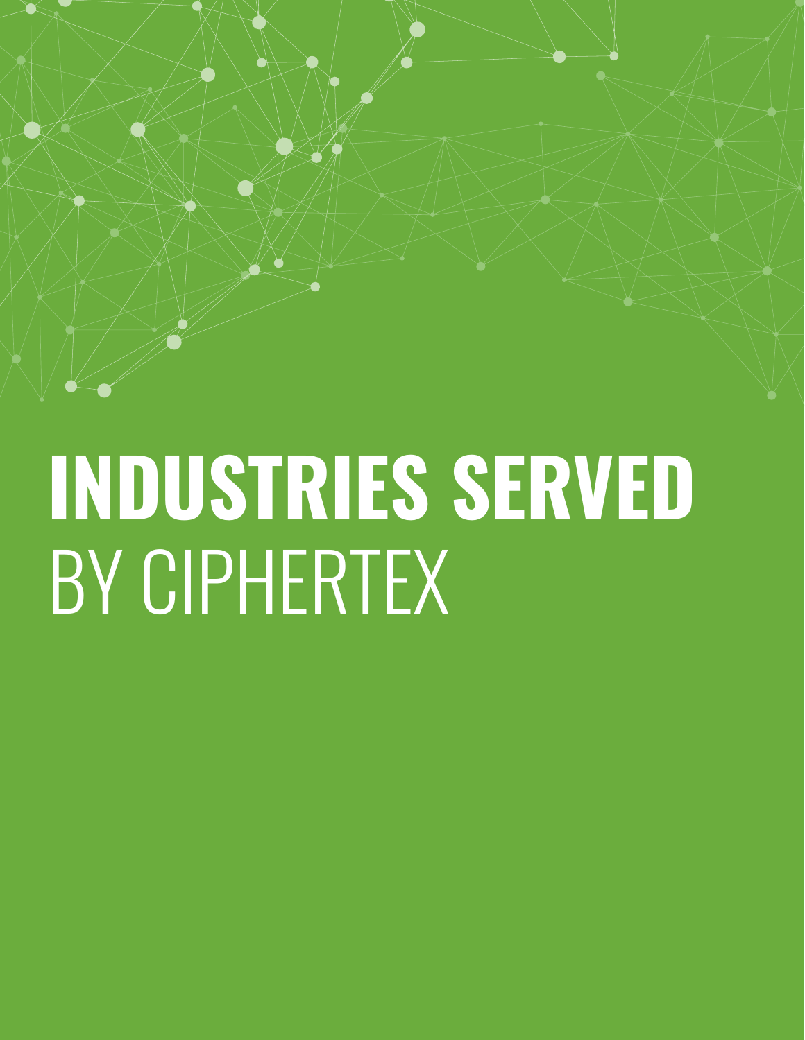# INDUSTRIES SERVED
BY CIPHERTEX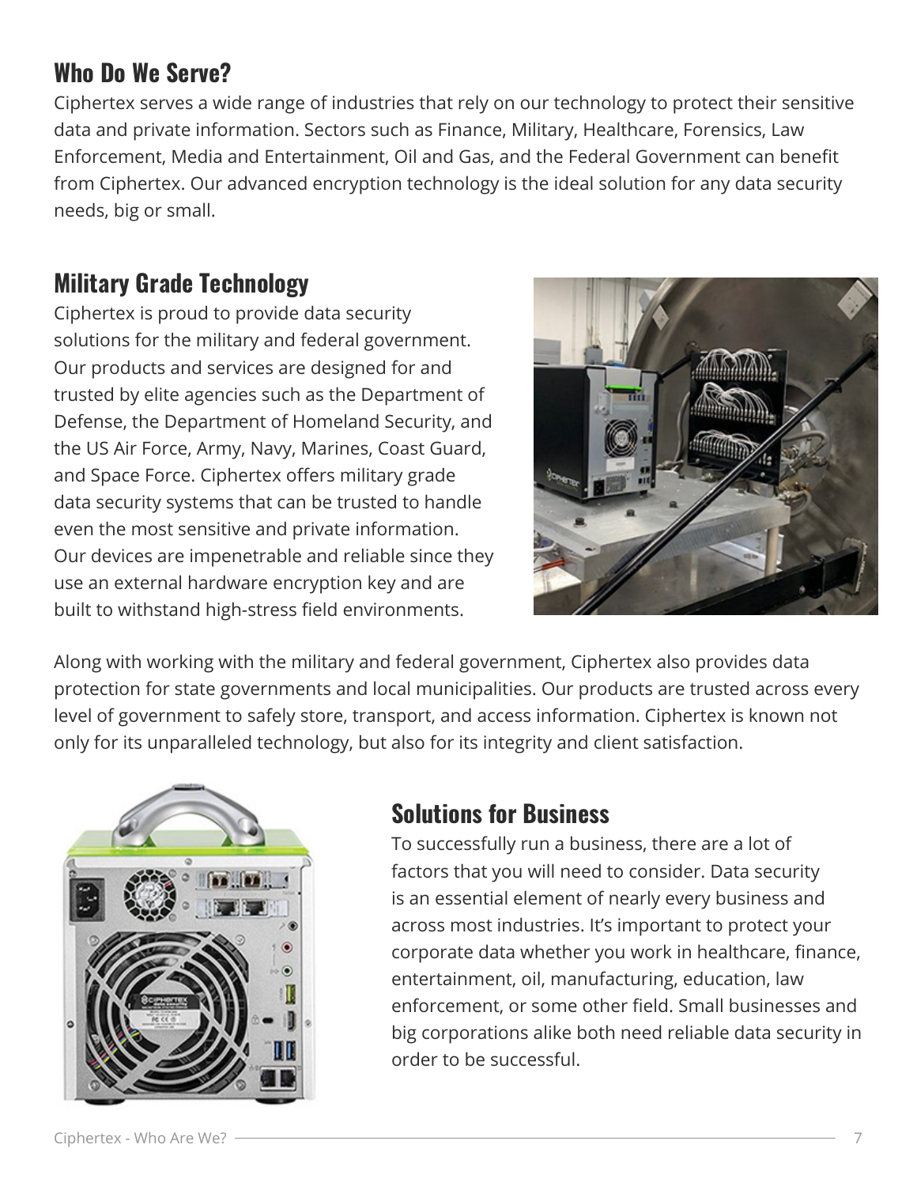## Who Do We Serve?

Ciphertex serves a wide range of industries that rely on our technology to protect their sensitive data and private information. Sectors such as Finance, Military, Healthcare, Forensics, Law Enforcement, Media and Entertainment, Oil and Gas, and the Federal Government can benefit from Ciphertex. Our advanced encryption technology is the ideal solution for any data security needs, big or small.

## Military Grade Technology

Ciphertex is proud to provide data security solutions for the military and federal government. Our products and services are designed for and trusted by elite agencies such as the Department of Defense, the Department of Homeland Security, and the US Air Force, Army, Navy, Marines, Coast Guard, and Space Force. Ciphertex offers military grade data security systems that can be trusted to handle even the most sensitive and private information. Our devices are impenetrable and reliable since they use an external hardware encryption key and are built to withstand high-stress field environments.

Along with working with the military and federal government, Ciphertex also provides data protection for state governments and local municipalities. Our products are trusted across every level of government to safely store, transport, and access information. Ciphertex is known not only for its unparalleled technology, but also for its integrity and client satisfaction.

## Solutions for Business

To successfully run a business, there are a lot of factors that you will need to consider. Data security is an essential element of nearly every business and across most industries. It's important to protect your corporate data whether you work in healthcare, finance, entertainment, oil, manufacturing, education, law enforcement, or some other field. Small businesses and big corporations alike both need reliable data security in order to be successful.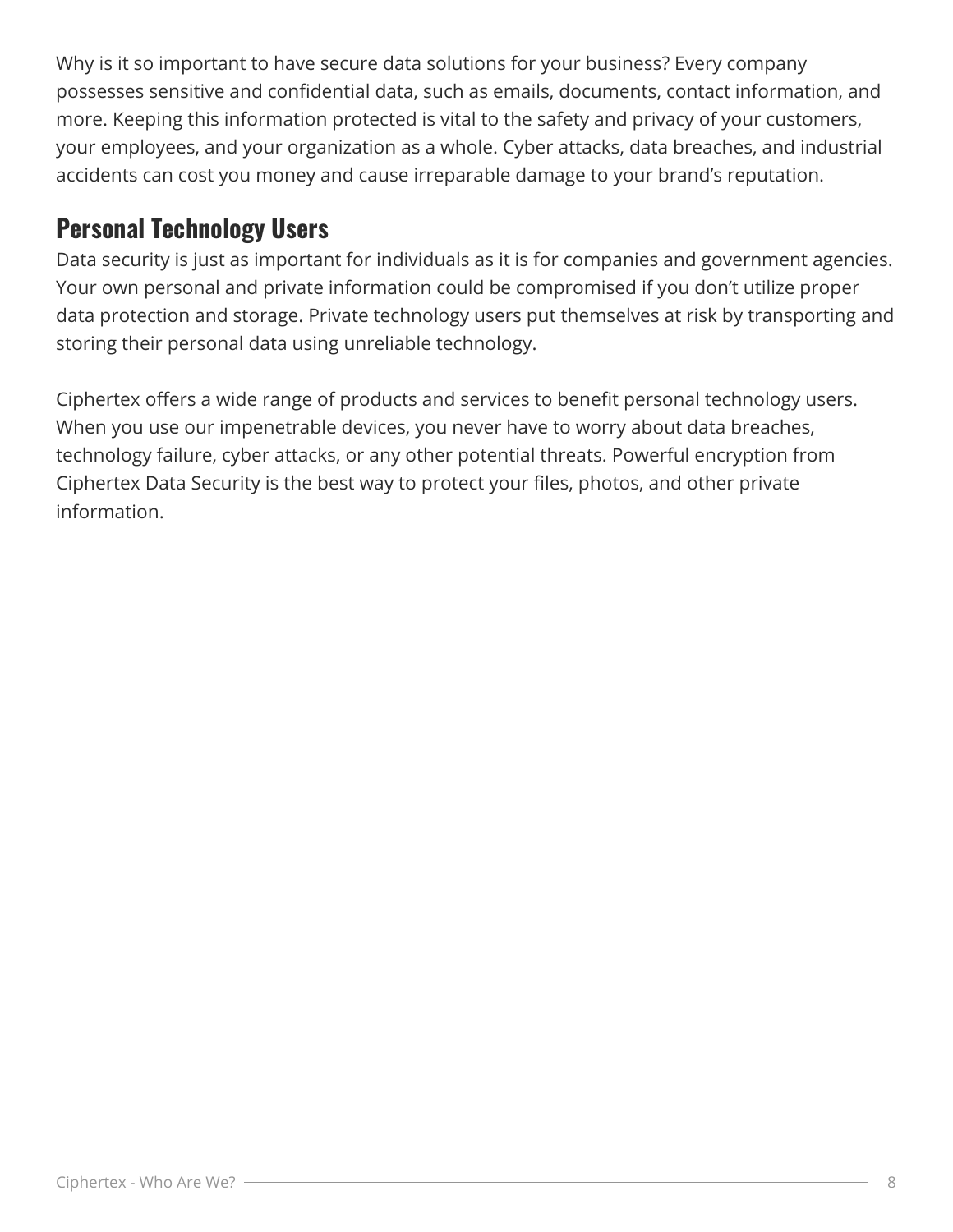Why is it so important to have secure data solutions for your business? Every company possesses sensitive and confidential data, such as emails, documents, contact information, and more. Keeping this information protected is vital to the safety and privacy of your customers, your employees, and your organization as a whole. Cyber attacks, data breaches, and industrial accidents can cost you money and cause irreparable damage to your brand's reputation.

## Personal Technology Users

Data security is just as important for individuals as it is for companies and government agencies. Your own personal and private information could be compromised if you don't utilize proper data protection and storage. Private technology users put themselves at risk by transporting and storing their personal data using unreliable technology.

Ciphertex offers a wide range of products and services to benefit personal technology users. When you use our impenetrable devices, you never have to worry about data breaches, technology failure, cyber attacks, or any other potential threats. Powerful encryption from Ciphertex Data Security is the best way to protect your files, photos, and other private information.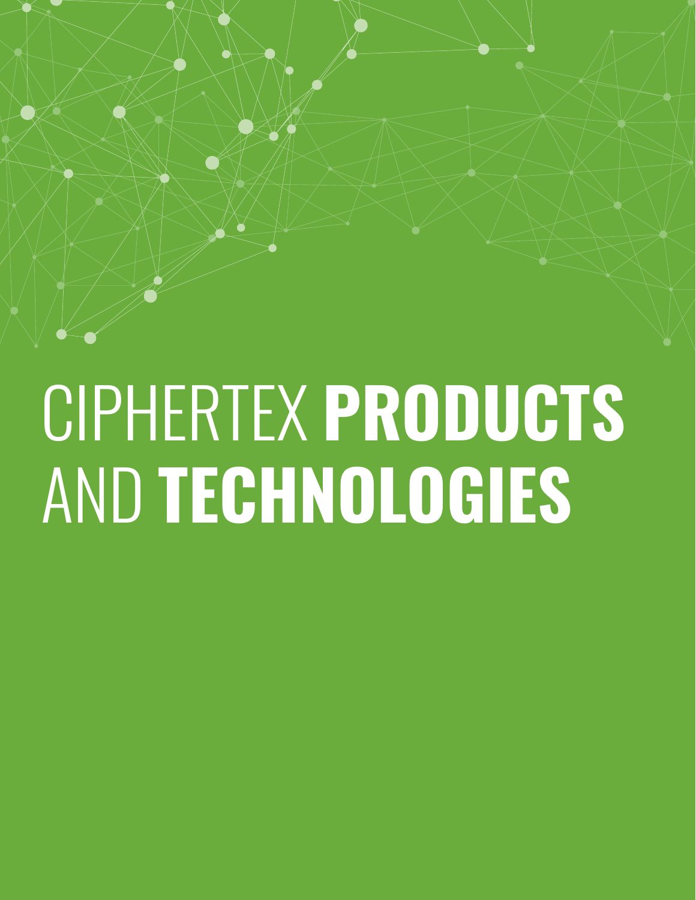# CIPHERTEX **PRODUCTS** AND **TECHNOLOGIES**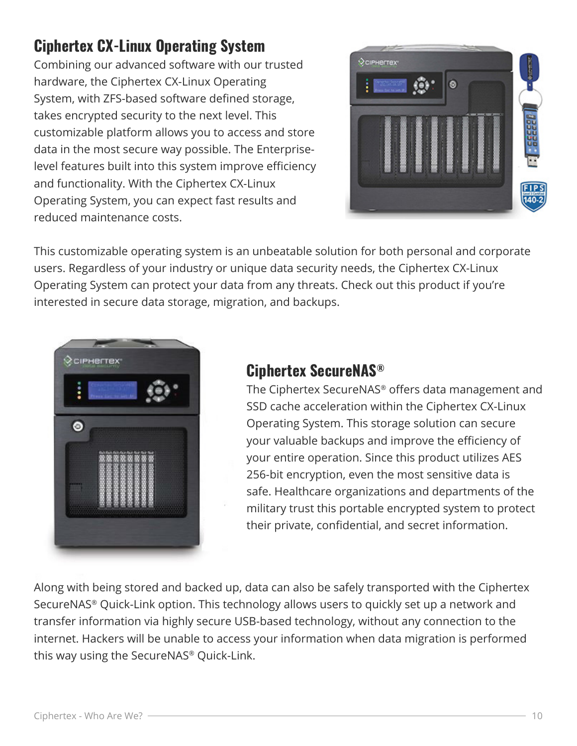## Ciphertex CX-Linux Operating System

Combining our advanced software with our trusted hardware, the Ciphertex CX-Linux Operating System, with ZFS-based software defined storage, takes encrypted security to the next level. This customizable platform allows you to access and store data in the most secure way possible. The Enterprise-level features built into this system improve efficiency and functionality. With the Ciphertex CX-Linux Operating System, you can expect fast results and reduced maintenance costs.

This customizable operating system is an unbeatable solution for both personal and corporate users. Regardless of your industry or unique data security needs, the Ciphertex CX-Linux Operating System can protect your data from any threats. Check out this product if you're interested in secure data storage, migration, and backups.

## Ciphertex SecureNAS®

The Ciphertex SecureNAS® offers data management and SSD cache acceleration within the Ciphertex CX-Linux Operating System. This storage solution can secure your valuable backups and improve the efficiency of your entire operation. Since this product utilizes AES 256-bit encryption, even the most sensitive data is safe. Healthcare organizations and departments of the military trust this portable encrypted system to protect their private, confidential, and secret information.

Along with being stored and backed up, data can also be safely transported with the Ciphertex SecureNAS® Quick-Link option. This technology allows users to quickly set up a network and transfer information via highly secure USB-based technology, without any connection to the internet. Hackers will be unable to access your information when data migration is performed this way using the SecureNAS® Quick-Link.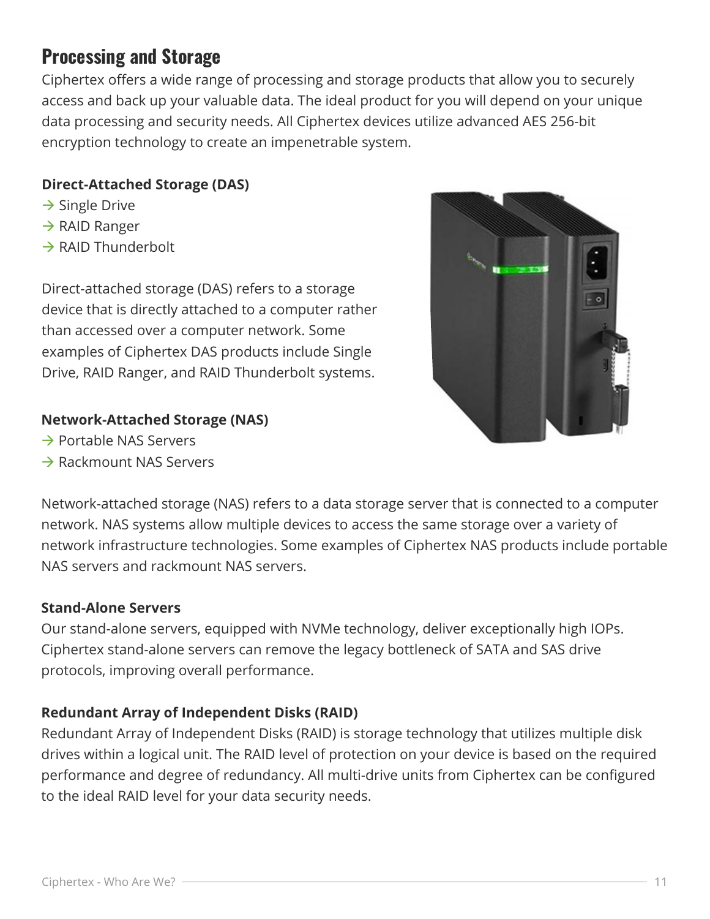## Processing and Storage

Ciphertex offers a wide range of processing and storage products that allow you to securely access and back up your valuable data. The ideal product for you will depend on your unique data processing and security needs. All Ciphertex devices utilize advanced AES 256-bit encryption technology to create an impenetrable system.

**Direct-Attached Storage (DAS)**

→ Single Drive
→ RAID Ranger
→ RAID Thunderbolt

Direct-attached storage (DAS) refers to a storage device that is directly attached to a computer rather than accessed over a computer network. Some examples of Ciphertex DAS products include Single Drive, RAID Ranger, and RAID Thunderbolt systems.

**Network-Attached Storage (NAS)**

→ Portable NAS Servers
→ Rackmount NAS Servers

Network-attached storage (NAS) refers to a data storage server that is connected to a computer network. NAS systems allow multiple devices to access the same storage over a variety of network infrastructure technologies. Some examples of Ciphertex NAS products include portable NAS servers and rackmount NAS servers.

**Stand-Alone Servers**

Our stand-alone servers, equipped with NVMe technology, deliver exceptionally high IOPs. Ciphertex stand-alone servers can remove the legacy bottleneck of SATA and SAS drive protocols, improving overall performance.

**Redundant Array of Independent Disks (RAID)**

Redundant Array of Independent Disks (RAID) is storage technology that utilizes multiple disk drives within a logical unit. The RAID level of protection on your device is based on the required performance and degree of redundancy. All multi-drive units from Ciphertex can be configured to the ideal RAID level for your data security needs.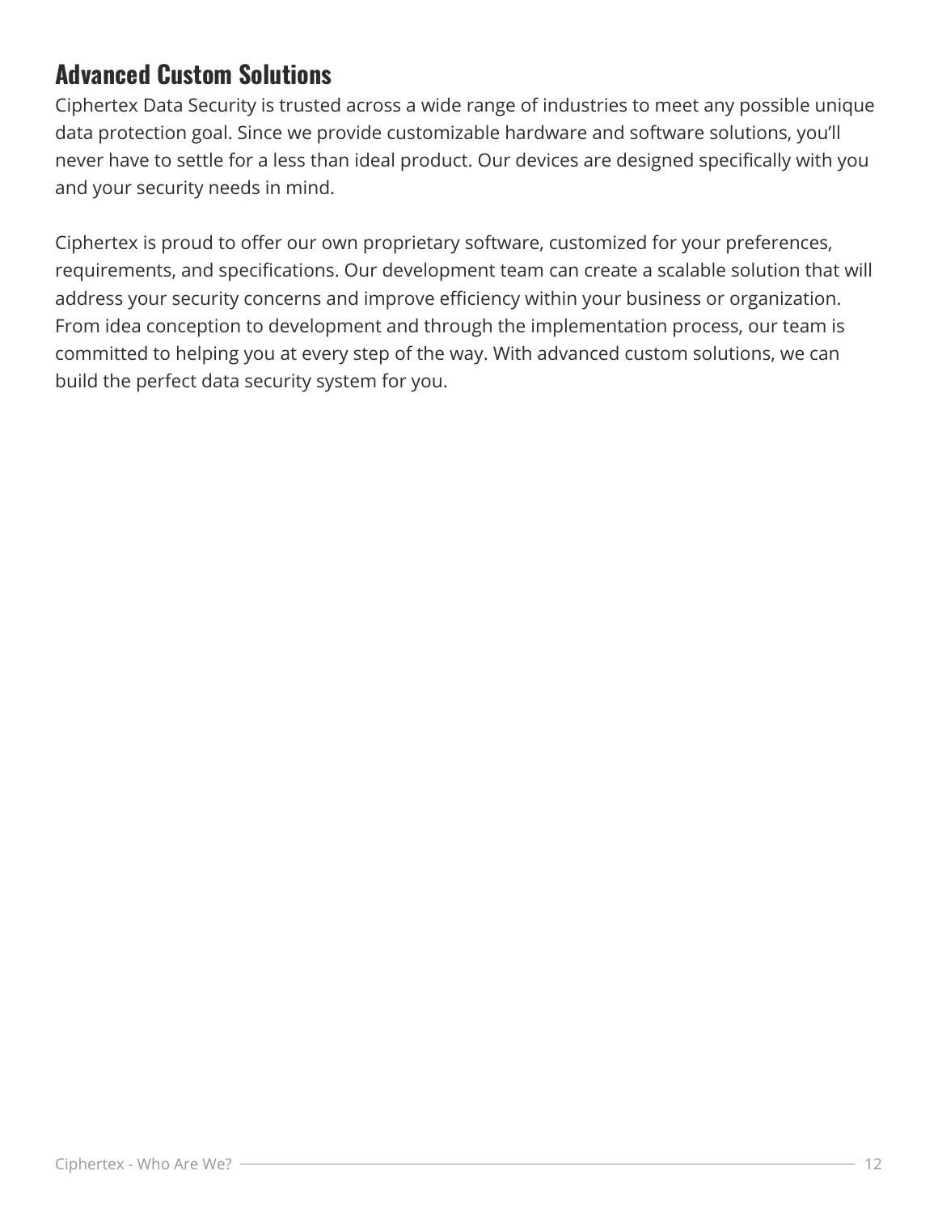## Advanced Custom Solutions

Ciphertex Data Security is trusted across a wide range of industries to meet any possible unique data protection goal. Since we provide customizable hardware and software solutions, you'll never have to settle for a less than ideal product. Our devices are designed specifically with you and your security needs in mind.

Ciphertex is proud to offer our own proprietary software, customized for your preferences, requirements, and specifications. Our development team can create a scalable solution that will address your security concerns and improve efficiency within your business or organization. From idea conception to development and through the implementation process, our team is committed to helping you at every step of the way. With advanced custom solutions, we can build the perfect data security system for you.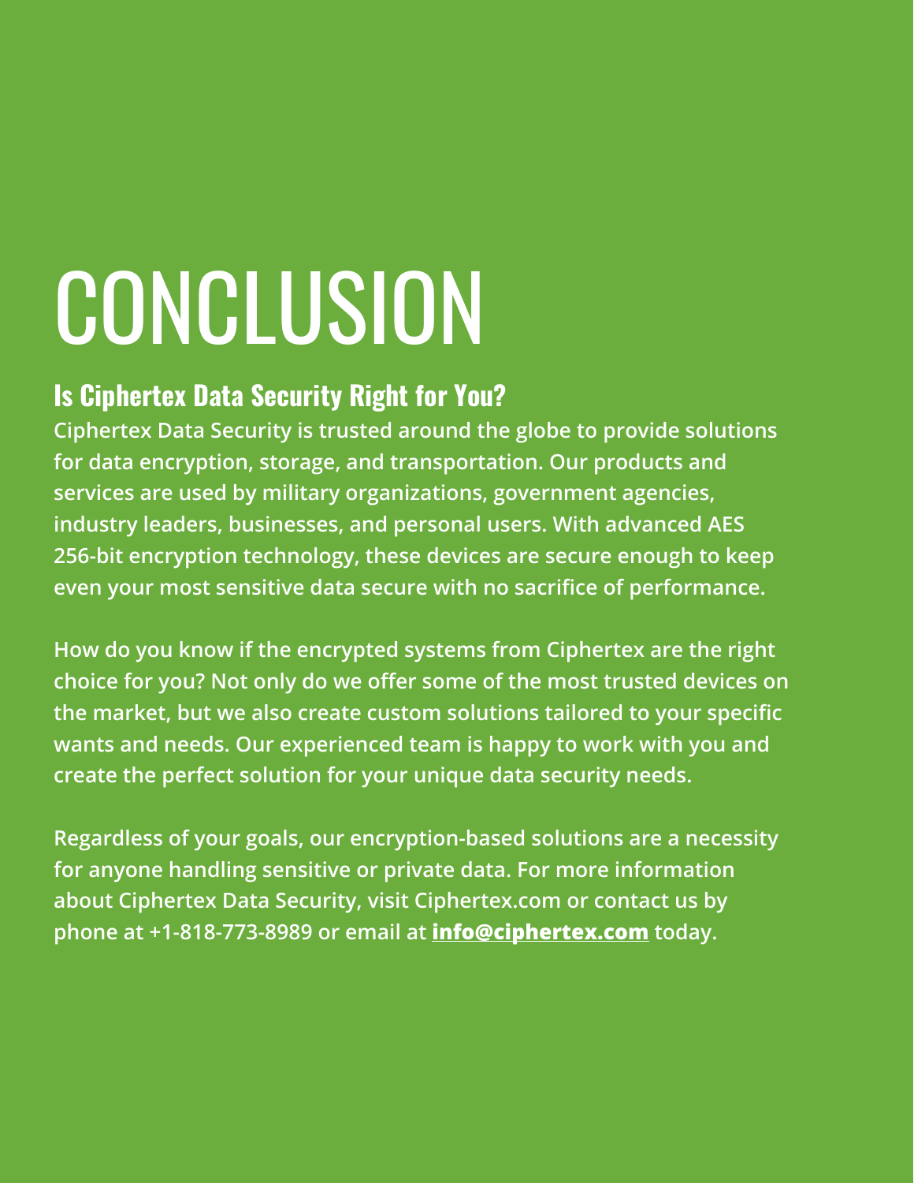# CONCLUSION

## Is Ciphertex Data Security Right for You?

**Ciphertex Data Security is trusted around the globe to provide solutions for data encryption, storage, and transportation. Our products and services are used by military organizations, government agencies, industry leaders, businesses, and personal users. With advanced AES 256-bit encryption technology, these devices are secure enough to keep even your most sensitive data secure with no sacrifice of performance.**

**How do you know if the encrypted systems from Ciphertex are the right choice for you? Not only do we offer some of the most trusted devices on the market, but we also create custom solutions tailored to your specific wants and needs. Our experienced team is happy to work with you and create the perfect solution for your unique data security needs.**

**Regardless of your goals, our encryption-based solutions are a necessity for anyone handling sensitive or private data. For more information about Ciphertex Data Security, visit Ciphertex.com or contact us by phone at +1-818-773-8989 or email at info@ciphertex.com today.**